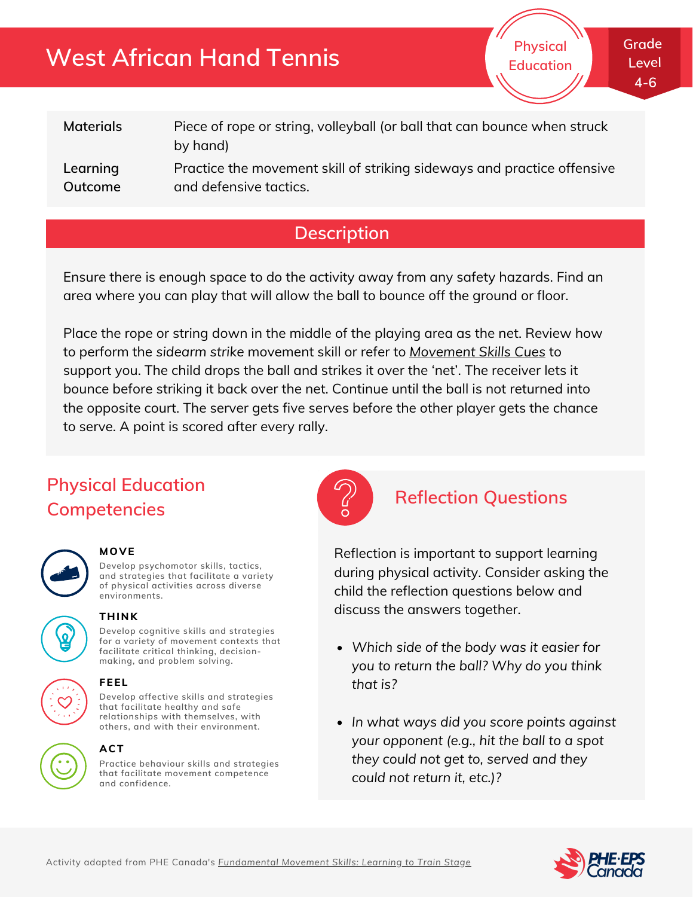# West African Hand Tennis

Physical Education

Grade Level 4-6

| | |
|---|---|
| Materials | Piece of rope or string, volleyball (or ball that can bounce when struck by hand) |
| Learning Outcome | Practice the movement skill of striking sideways and practice offensive and defensive tactics. |

## Description

Ensure there is enough space to do the activity away from any safety hazards. Find an area where you can play that will allow the ball to bounce off the ground or floor.

Place the rope or string down in the middle of the playing area as the net. Review how to perform the *sidearm strike* movement skill or refer to Movement Skills Cues to support you. The child drops the ball and strikes it over the 'net'. The receiver lets it bounce before striking it back over the net. Continue until the ball is not returned into the opposite court. The server gets five serves before the other player gets the chance to serve. A point is scored after every rally.

## Physical Education Competencies

**MOVE**

Develop psychomotor skills, tactics, and strategies that facilitate a variety of physical activities across diverse environments.

**THINK**

Develop cognitive skills and strategies for a variety of movement contexts that facilitate critical thinking, decision-making, and problem solving.

**FEEL**

Develop affective skills and strategies that facilitate healthy and safe relationships with themselves, with others, and with their environment.

**ACT**

Practice behaviour skills and strategies that facilitate movement competence and confidence.

## Reflection Questions

Reflection is important to support learning during physical activity. Consider asking the child the reflection questions below and discuss the answers together.

- *Which side of the body was it easier for you to return the ball? Why do you think that is?*
- *In what ways did you score points against your opponent (e.g., hit the ball to a spot they could not get to, served and they could not return it, etc.)?*

Activity adapted from PHE Canada's *Fundamental Movement Skills: Learning to Train Stage*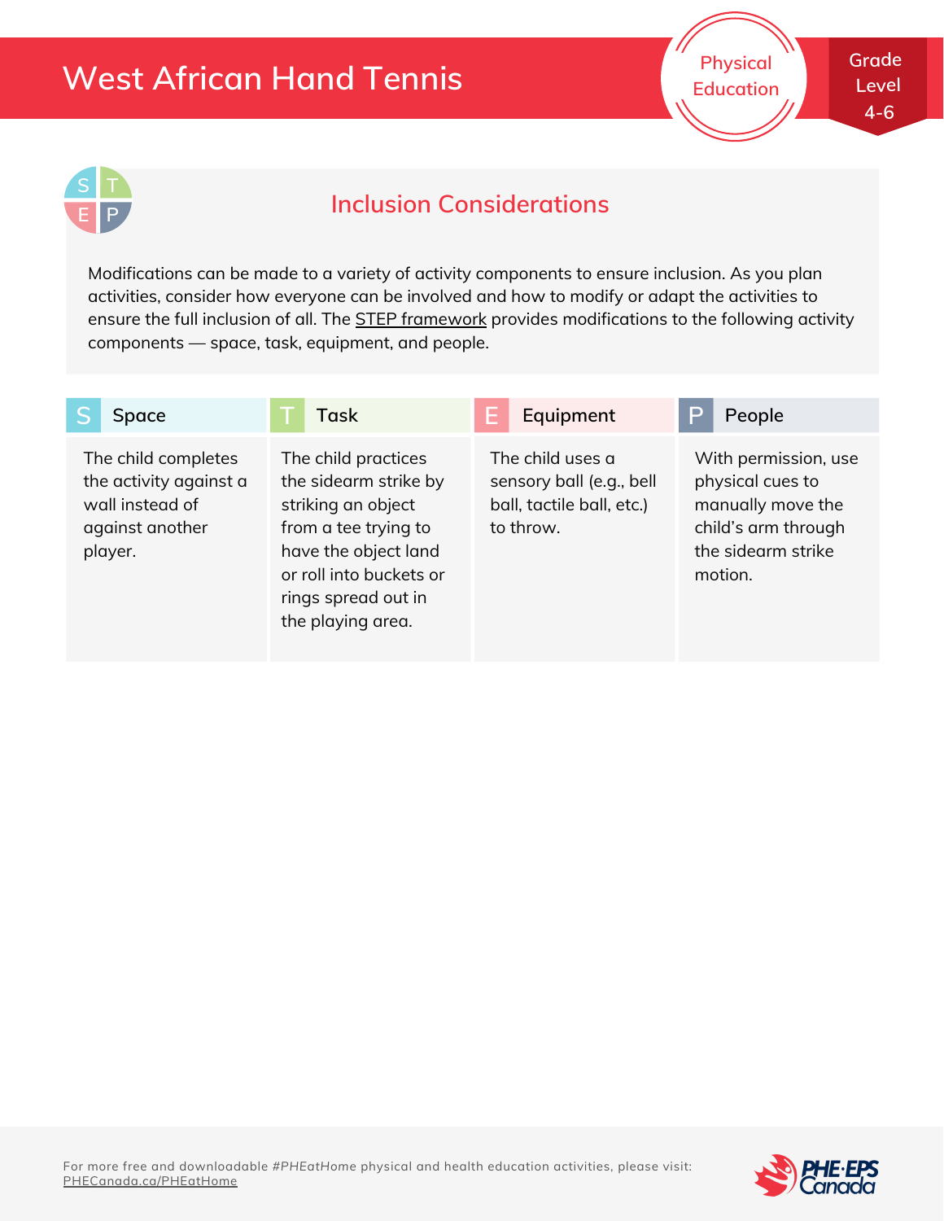# West African Hand Tennis

Physical Education

Grade Level 4-6

## Inclusion Considerations

Modifications can be made to a variety of activity components to ensure inclusion. As you plan activities, consider how everyone can be involved and how to modify or adapt the activities to ensure the full inclusion of all. The STEP framework provides modifications to the following activity components — space, task, equipment, and people.

| S Space | T Task | E Equipment | P People |
|---|---|---|---|
| The child completes the activity against a wall instead of against another player. | The child practices the sidearm strike by striking an object from a tee trying to have the object land or roll into buckets or rings spread out in the playing area. | The child uses a sensory ball (e.g., bell ball, tactile ball, etc.) to throw. | With permission, use physical cues to manually move the child's arm through the sidearm strike motion. |

For more free and downloadable *#PHEatHome* physical and health education activities, please visit: PHECanada.ca/PHEatHome